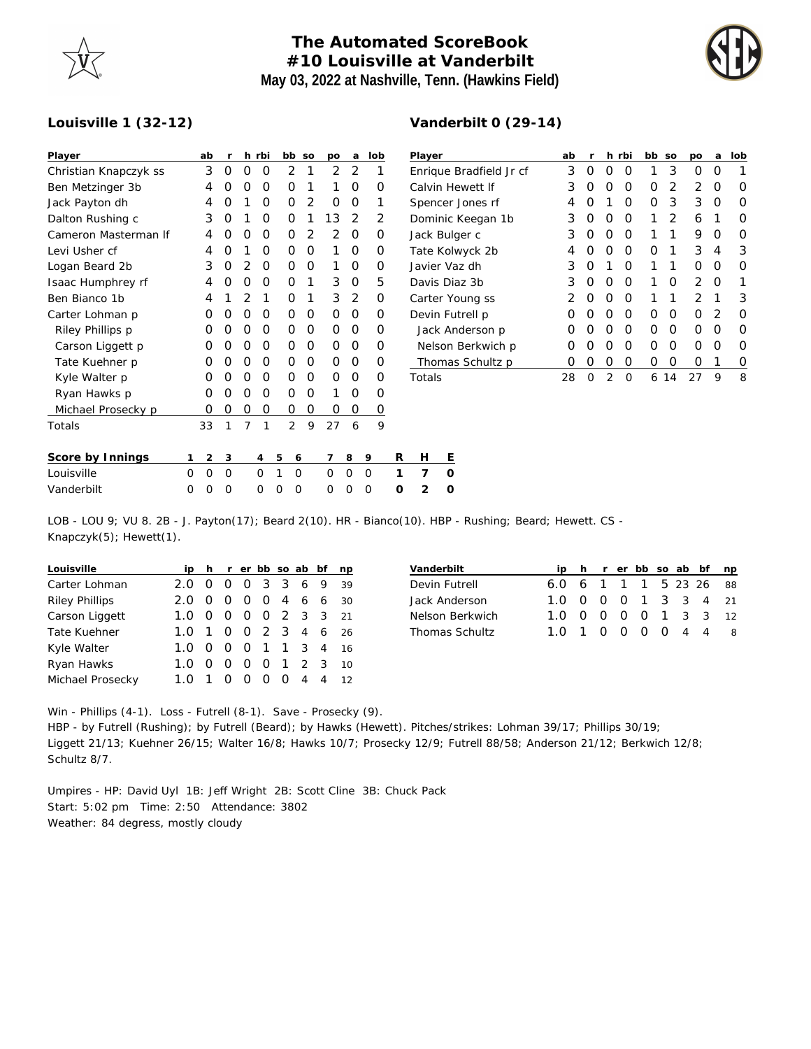# The Automated ScoreBook
## #10 Louisville at Vanderbilt
### May 03, 2022 at Nashville, Tenn. (Hawkins Field)

**Louisville 1 (32-12)**

| Player | ab | r | h | rbi | bb | so | po | a | lob |
|---|---|---|---|---|---|---|---|---|---|
| Christian Knapczyk ss | 3 | 0 | 0 | 0 | 2 | 1 | 2 | 2 | 1 |
| Ben Metzinger 3b | 4 | 0 | 0 | 0 | 0 | 1 | 1 | 0 | 0 |
| Jack Payton dh | 4 | 0 | 1 | 0 | 0 | 2 | 0 | 0 | 1 |
| Dalton Rushing c | 3 | 0 | 1 | 0 | 0 | 1 | 13 | 2 | 2 |
| Cameron Masterman lf | 4 | 0 | 0 | 0 | 0 | 2 | 2 | 0 | 0 |
| Levi Usher cf | 4 | 0 | 1 | 0 | 0 | 0 | 1 | 0 | 0 |
| Logan Beard 2b | 3 | 0 | 2 | 0 | 0 | 0 | 1 | 0 | 0 |
| Isaac Humphrey rf | 4 | 0 | 0 | 0 | 0 | 1 | 3 | 0 | 5 |
| Ben Bianco 1b | 4 | 1 | 2 | 1 | 0 | 1 | 3 | 2 | 0 |
| Carter Lohman p | 0 | 0 | 0 | 0 | 0 | 0 | 0 | 0 | 0 |
| Riley Phillips p | 0 | 0 | 0 | 0 | 0 | 0 | 0 | 0 | 0 |
| Carson Liggett p | 0 | 0 | 0 | 0 | 0 | 0 | 0 | 0 | 0 |
| Tate Kuehner p | 0 | 0 | 0 | 0 | 0 | 0 | 0 | 0 | 0 |
| Kyle Walter p | 0 | 0 | 0 | 0 | 0 | 0 | 0 | 0 | 0 |
| Ryan Hawks p | 0 | 0 | 0 | 0 | 0 | 0 | 1 | 0 | 0 |
| Michael Prosecky p | 0 | 0 | 0 | 0 | 0 | 0 | 0 | 0 | 0 |
| Totals | 33 | 1 | 7 | 1 | 2 | 9 | 27 | 6 | 9 |

**Vanderbilt 0 (29-14)**

| Player | ab | r | h | rbi | bb | so | po | a | lob |
|---|---|---|---|---|---|---|---|---|---|
| Enrique Bradfield Jr cf | 3 | 0 | 0 | 0 | 1 | 3 | 0 | 0 | 1 |
| Calvin Hewett lf | 3 | 0 | 0 | 0 | 0 | 2 | 2 | 0 | 0 |
| Spencer Jones rf | 4 | 0 | 1 | 0 | 0 | 3 | 3 | 0 | 0 |
| Dominic Keegan 1b | 3 | 0 | 0 | 0 | 1 | 2 | 6 | 1 | 0 |
| Jack Bulger c | 3 | 0 | 0 | 0 | 1 | 1 | 9 | 0 | 0 |
| Tate Kolwyck 2b | 4 | 0 | 0 | 0 | 0 | 1 | 3 | 4 | 3 |
| Javier Vaz dh | 3 | 0 | 1 | 0 | 1 | 1 | 0 | 0 | 0 |
| Davis Diaz 3b | 3 | 0 | 0 | 0 | 1 | 0 | 2 | 0 | 1 |
| Carter Young ss | 2 | 0 | 0 | 0 | 1 | 1 | 2 | 1 | 3 |
| Devin Futrell p | 0 | 0 | 0 | 0 | 0 | 0 | 0 | 2 | 0 |
| Jack Anderson p | 0 | 0 | 0 | 0 | 0 | 0 | 0 | 0 | 0 |
| Nelson Berkwich p | 0 | 0 | 0 | 0 | 0 | 0 | 0 | 0 | 0 |
| Thomas Schultz p | 0 | 0 | 0 | 0 | 0 | 0 | 0 | 1 | 0 |
| Totals | 28 | 0 | 2 | 0 | 6 | 14 | 27 | 9 | 8 |

| Score by Innings | 1 | 2 | 3 | 4 | 5 | 6 | 7 | 8 | 9 | R | H | E |
|---|---|---|---|---|---|---|---|---|---|---|---|---|
| Louisville | 0 | 0 | 0 | 0 | 1 | 0 | 0 | 0 | 0 | 1 | 7 | 0 |
| Vanderbilt | 0 | 0 | 0 | 0 | 0 | 0 | 0 | 0 | 0 | 0 | 2 | 0 |

LOB - LOU 9; VU 8. 2B - J. Payton(17); Beard 2(10). HR - Bianco(10). HBP - Rushing; Beard; Hewett. CS - Knapczyk(5); Hewett(1).

| Louisville | ip | h | r | er | bb | so | ab | bf | np |
|---|---|---|---|---|---|---|---|---|---|
| Carter Lohman | 2.0 | 0 | 0 | 0 | 3 | 3 | 6 | 9 | 39 |
| Riley Phillips | 2.0 | 0 | 0 | 0 | 0 | 4 | 6 | 6 | 30 |
| Carson Liggett | 1.0 | 0 | 0 | 0 | 0 | 2 | 3 | 3 | 21 |
| Tate Kuehner | 1.0 | 1 | 0 | 0 | 2 | 3 | 4 | 6 | 26 |
| Kyle Walter | 1.0 | 0 | 0 | 0 | 1 | 1 | 3 | 4 | 16 |
| Ryan Hawks | 1.0 | 0 | 0 | 0 | 0 | 1 | 2 | 3 | 10 |
| Michael Prosecky | 1.0 | 1 | 0 | 0 | 0 | 0 | 4 | 4 | 12 |

| Vanderbilt | ip | h | r | er | bb | so | ab | bf | np |
|---|---|---|---|---|---|---|---|---|---|
| Devin Futrell | 6.0 | 6 | 1 | 1 | 1 | 5 | 23 | 26 | 88 |
| Jack Anderson | 1.0 | 0 | 0 | 0 | 1 | 3 | 3 | 4 | 21 |
| Nelson Berkwich | 1.0 | 0 | 0 | 0 | 0 | 1 | 3 | 3 | 12 |
| Thomas Schultz | 1.0 | 1 | 0 | 0 | 0 | 0 | 4 | 4 | 8 |

Win - Phillips (4-1). Loss - Futrell (8-1). Save - Prosecky (9).
HBP - by Futrell (Rushing); by Futrell (Beard); by Hawks (Hewett). Pitches/strikes: Lohman 39/17; Phillips 30/19; Liggett 21/13; Kuehner 26/15; Walter 16/8; Hawks 10/7; Prosecky 12/9; Futrell 88/58; Anderson 21/12; Berkwich 12/8; Schultz 8/7.

Umpires - HP: David Uyl 1B: Jeff Wright 2B: Scott Cline 3B: Chuck Pack
Start: 5:02 pm Time: 2:50 Attendance: 3802
Weather: 84 degress, mostly cloudy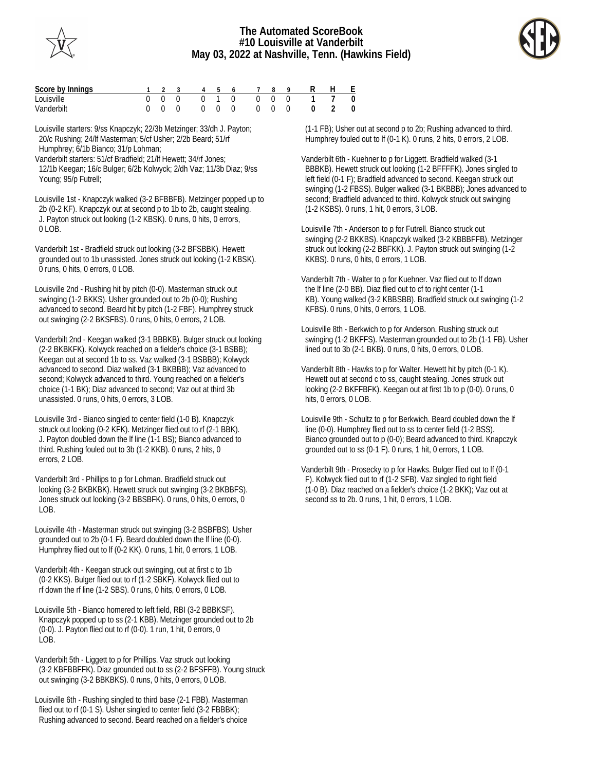# The Automated ScoreBook
## #10 Louisville at Vanderbilt
## May 03, 2022 at Nashville, Tenn. (Hawkins Field)

| Score by Innings | 1 | 2 | 3 | 4 | 5 | 6 | 7 | 8 | 9 | R | H | E |
|---|---|---|---|---|---|---|---|---|---|---|---|---|
| Louisville | 0 | 0 | 0 | 0 | 1 | 0 | 0 | 0 | 0 | **1** | **7** | **0** |
| Vanderbilt | 0 | 0 | 0 | 0 | 0 | 0 | 0 | 0 | 0 | **0** | **2** | **0** |

Louisville starters: 9/ss Knapczyk; 22/3b Metzinger; 33/dh J. Payton; 20/c Rushing; 24/lf Masterman; 5/cf Usher; 2/2b Beard; 51/rf Humphrey; 6/1b Bianco; 31/p Lohman;

Vanderbilt starters: 51/cf Bradfield; 21/lf Hewett; 34/rf Jones; 12/1b Keegan; 16/c Bulger; 6/2b Kolwyck; 2/dh Vaz; 11/3b Diaz; 9/ss Young; 95/p Futrell;

Louisville 1st - Knapczyk walked (3-2 BFBBFB). Metzinger popped up to 2b (0-2 KF). Knapczyk out at second p to 1b to 2b, caught stealing. J. Payton struck out looking (1-2 KBSK). 0 runs, 0 hits, 0 errors, 0 LOB.

Vanderbilt 1st - Bradfield struck out looking (3-2 BFSBBK). Hewett grounded out to 1b unassisted. Jones struck out looking (1-2 KBSK). 0 runs, 0 hits, 0 errors, 0 LOB.

Louisville 2nd - Rushing hit by pitch (0-0). Masterman struck out swinging (1-2 BKKS). Usher grounded out to 2b (0-0); Rushing advanced to second. Beard hit by pitch (1-2 FBF). Humphrey struck out swinging (2-2 BKSFBS). 0 runs, 0 hits, 0 errors, 2 LOB.

Vanderbilt 2nd - Keegan walked (3-1 BBBKB). Bulger struck out looking (2-2 BKBKFK). Kolwyck reached on a fielder's choice (3-1 BSBB); Keegan out at second 1b to ss. Vaz walked (3-1 BSBBB); Kolwyck advanced to second. Diaz walked (3-1 BKBBB); Vaz advanced to second; Kolwyck advanced to third. Young reached on a fielder's choice (1-1 BK); Diaz advanced to second; Vaz out at third 3b unassisted. 0 runs, 0 hits, 0 errors, 3 LOB.

Louisville 3rd - Bianco singled to center field (1-0 B). Knapczyk struck out looking (0-2 KFK). Metzinger flied out to rf (2-1 BBK). J. Payton doubled down the lf line (1-1 BS); Bianco advanced to third. Rushing fouled out to 3b (1-2 KKB). 0 runs, 2 hits, 0 errors, 2 LOB.

Vanderbilt 3rd - Phillips to p for Lohman. Bradfield struck out looking (3-2 BKBKBK). Hewett struck out swinging (3-2 BKBBFS). Jones struck out looking (3-2 BBSBFK). 0 runs, 0 hits, 0 errors, 0 LOB.

Louisville 4th - Masterman struck out swinging (3-2 BSBFBS). Usher grounded out to 2b (0-1 F). Beard doubled down the lf line (0-0). Humphrey flied out to lf (0-2 KK). 0 runs, 1 hit, 0 errors, 1 LOB.

Vanderbilt 4th - Keegan struck out swinging, out at first c to 1b (0-2 KKS). Bulger flied out to rf (1-2 SBKF). Kolwyck flied out to rf down the rf line (1-2 SBS). 0 runs, 0 hits, 0 errors, 0 LOB.

Louisville 5th - Bianco homered to left field, RBI (3-2 BBBKSF). Knapczyk popped up to ss (2-1 KBB). Metzinger grounded out to 2b (0-0). J. Payton flied out to rf (0-0). 1 run, 1 hit, 0 errors, 0 LOB.

Vanderbilt 5th - Liggett to p for Phillips. Vaz struck out looking (3-2 KBFBBFFK). Diaz grounded out to ss (2-2 BFSFFB). Young struck out swinging (3-2 BBKBKS). 0 runs, 0 hits, 0 errors, 0 LOB.

Louisville 6th - Rushing singled to third base (2-1 FBB). Masterman flied out to rf (0-1 S). Usher singled to center field (3-2 FBBBK); Rushing advanced to second. Beard reached on a fielder's choice (1-1 FB); Usher out at second p to 2b; Rushing advanced to third. Humphrey fouled out to lf (0-1 K). 0 runs, 2 hits, 0 errors, 2 LOB.

Vanderbilt 6th - Kuehner to p for Liggett. Bradfield walked (3-1 BBBKB). Hewett struck out looking (1-2 BFFFFK). Jones singled to left field (0-1 F); Bradfield advanced to second. Keegan struck out swinging (1-2 FBSS). Bulger walked (3-1 BKBBB); Jones advanced to second; Bradfield advanced to third. Kolwyck struck out swinging (1-2 KSBS). 0 runs, 1 hit, 0 errors, 3 LOB.

Louisville 7th - Anderson to p for Futrell. Bianco struck out swinging (2-2 BKKBS). Knapczyk walked (3-2 KBBBFFB). Metzinger struck out looking (2-2 BBFKK). J. Payton struck out swinging (1-2 KKBS). 0 runs, 0 hits, 0 errors, 1 LOB.

Vanderbilt 7th - Walter to p for Kuehner. Vaz flied out to lf down the lf line (2-0 BB). Diaz flied out to cf to right center (1-1 KB). Young walked (3-2 KBBSBB). Bradfield struck out swinging (1-2 KFBS). 0 runs, 0 hits, 0 errors, 1 LOB.

Louisville 8th - Berkwich to p for Anderson. Rushing struck out swinging (1-2 BKFFS). Masterman grounded out to 2b (1-1 FB). Usher lined out to 3b (2-1 BKB). 0 runs, 0 hits, 0 errors, 0 LOB.

Vanderbilt 8th - Hawks to p for Walter. Hewett hit by pitch (0-1 K). Hewett out at second c to ss, caught stealing. Jones struck out looking (2-2 BKFFBFK). Keegan out at first 1b to p (0-0). 0 runs, 0 hits, 0 errors, 0 LOB.

Louisville 9th - Schultz to p for Berkwich. Beard doubled down the lf line (0-0). Humphrey flied out to ss to center field (1-2 BSS). Bianco grounded out to p (0-0); Beard advanced to third. Knapczyk grounded out to ss (0-1 F). 0 runs, 1 hit, 0 errors, 1 LOB.

Vanderbilt 9th - Prosecky to p for Hawks. Bulger flied out to lf (0-1 F). Kolwyck flied out to rf (1-2 SFB). Vaz singled to right field (1-0 B). Diaz reached on a fielder's choice (1-2 BKK); Vaz out at second ss to 2b. 0 runs, 1 hit, 0 errors, 1 LOB.